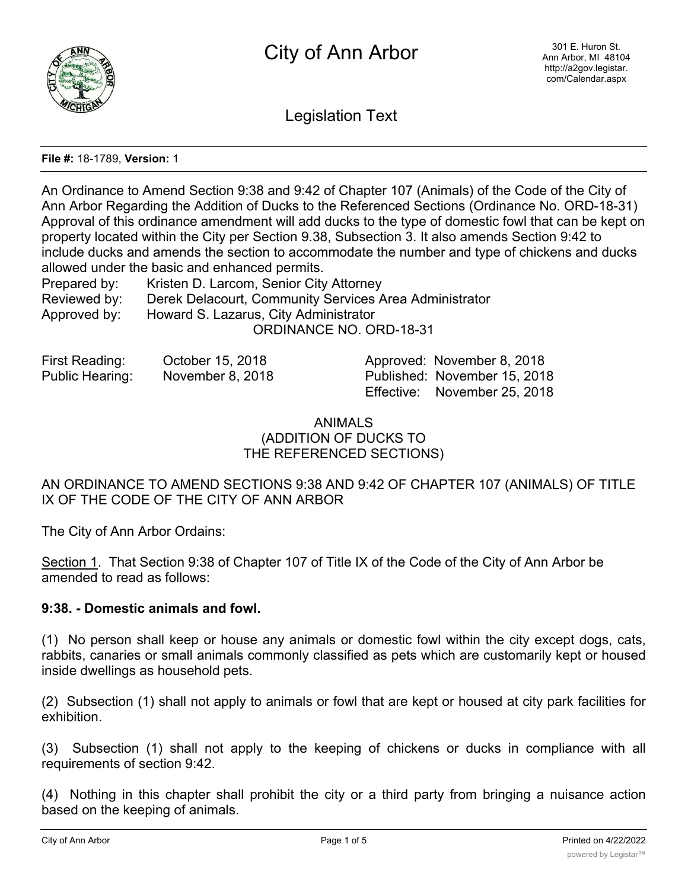# City of Ann Arbor

301 E. Huron St.
Ann Arbor, MI 48104
http://a2gov.legistar.com/Calendar.aspx

## Legislation Text

**File #:** 18-1789, **Version:** 1

An Ordinance to Amend Section 9:38 and 9:42 of Chapter 107 (Animals) of the Code of the City of Ann Arbor Regarding the Addition of Ducks to the Referenced Sections (Ordinance No. ORD-18-31) Approval of this ordinance amendment will add ducks to the type of domestic fowl that can be kept on property located within the City per Section 9.38, Subsection 3. It also amends Section 9:42 to include ducks and amends the section to accommodate the number and type of chickens and ducks allowed under the basic and enhanced permits.

Prepared by: Kristen D. Larcom, Senior City Attorney
Reviewed by: Derek Delacourt, Community Services Area Administrator
Approved by: Howard S. Lazarus, City Administrator

ORDINANCE NO. ORD-18-31

| | | | |
|---|---|---|---|
| First Reading: | October 15, 2018 | Approved: | November 8, 2018 |
| Public Hearing: | November 8, 2018 | Published: | November 15, 2018 |
| | | Effective: | November 25, 2018 |

ANIMALS
(ADDITION OF DUCKS TO
THE REFERENCED SECTIONS)

AN ORDINANCE TO AMEND SECTIONS 9:38 AND 9:42 OF CHAPTER 107 (ANIMALS) OF TITLE IX OF THE CODE OF THE CITY OF ANN ARBOR

The City of Ann Arbor Ordains:

Section 1. That Section 9:38 of Chapter 107 of Title IX of the Code of the City of Ann Arbor be amended to read as follows:

**9:38. - Domestic animals and fowl.**

(1) No person shall keep or house any animals or domestic fowl within the city except dogs, cats, rabbits, canaries or small animals commonly classified as pets which are customarily kept or housed inside dwellings as household pets.

(2) Subsection (1) shall not apply to animals or fowl that are kept or housed at city park facilities for exhibition.

(3) Subsection (1) shall not apply to the keeping of chickens or ducks in compliance with all requirements of section 9:42.

(4) Nothing in this chapter shall prohibit the city or a third party from bringing a nuisance action based on the keeping of animals.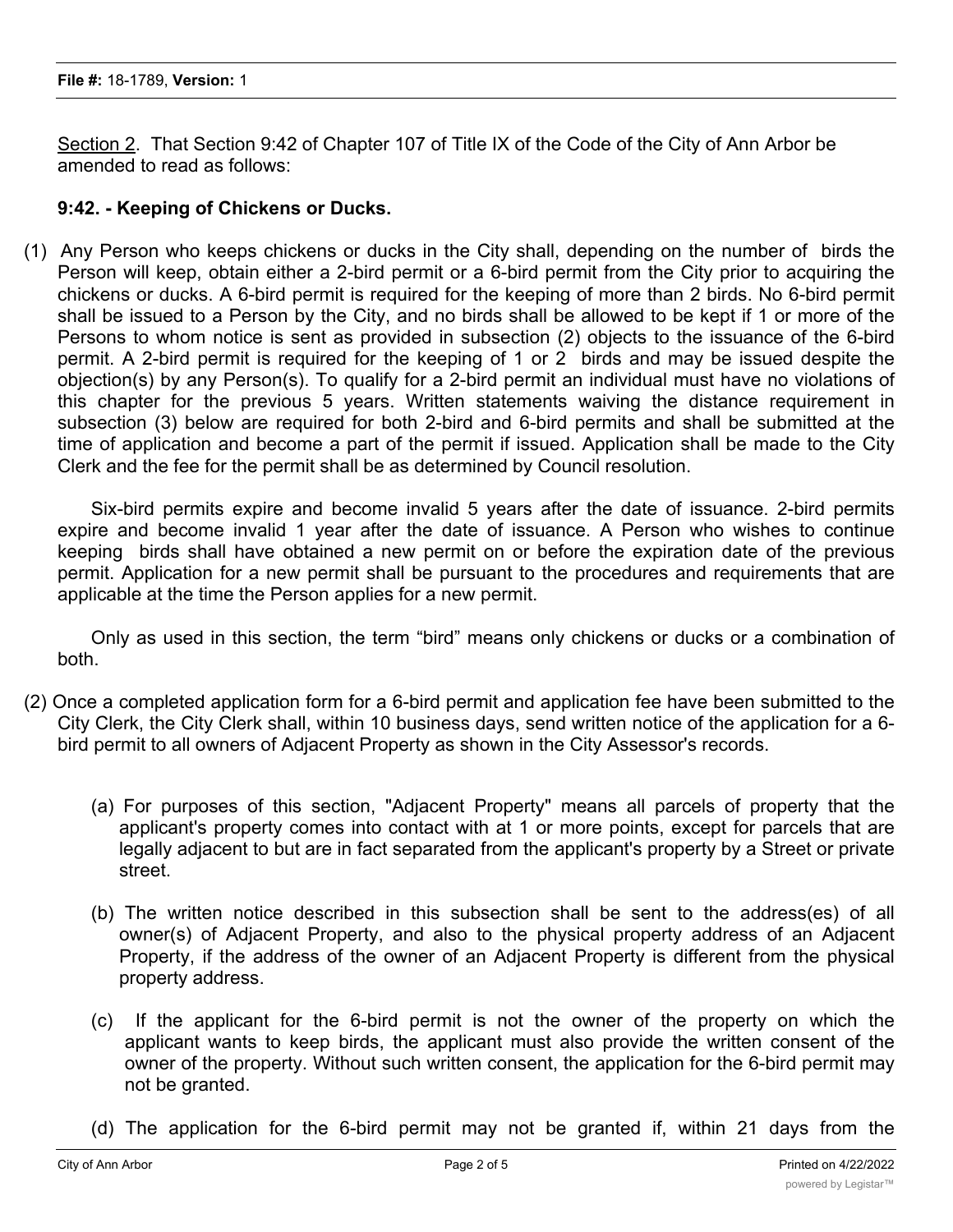Section 2. That Section 9:42 of Chapter 107 of Title IX of the Code of the City of Ann Arbor be amended to read as follows:

**9:42. - Keeping of Chickens or Ducks.**

(1) Any Person who keeps chickens or ducks in the City shall, depending on the number of birds the Person will keep, obtain either a 2-bird permit or a 6-bird permit from the City prior to acquiring the chickens or ducks. A 6-bird permit is required for the keeping of more than 2 birds. No 6-bird permit shall be issued to a Person by the City, and no birds shall be allowed to be kept if 1 or more of the Persons to whom notice is sent as provided in subsection (2) objects to the issuance of the 6-bird permit. A 2-bird permit is required for the keeping of 1 or 2 birds and may be issued despite the objection(s) by any Person(s). To qualify for a 2-bird permit an individual must have no violations of this chapter for the previous 5 years. Written statements waiving the distance requirement in subsection (3) below are required for both 2-bird and 6-bird permits and shall be submitted at the time of application and become a part of the permit if issued. Application shall be made to the City Clerk and the fee for the permit shall be as determined by Council resolution.

Six-bird permits expire and become invalid 5 years after the date of issuance. 2-bird permits expire and become invalid 1 year after the date of issuance. A Person who wishes to continue keeping birds shall have obtained a new permit on or before the expiration date of the previous permit. Application for a new permit shall be pursuant to the procedures and requirements that are applicable at the time the Person applies for a new permit.

Only as used in this section, the term "bird" means only chickens or ducks or a combination of both.

(2) Once a completed application form for a 6-bird permit and application fee have been submitted to the City Clerk, the City Clerk shall, within 10 business days, send written notice of the application for a 6-bird permit to all owners of Adjacent Property as shown in the City Assessor's records.

(a) For purposes of this section, "Adjacent Property" means all parcels of property that the applicant's property comes into contact with at 1 or more points, except for parcels that are legally adjacent to but are in fact separated from the applicant's property by a Street or private street.

(b) The written notice described in this subsection shall be sent to the address(es) of all owner(s) of Adjacent Property, and also to the physical property address of an Adjacent Property, if the address of the owner of an Adjacent Property is different from the physical property address.

(c) If the applicant for the 6-bird permit is not the owner of the property on which the applicant wants to keep birds, the applicant must also provide the written consent of the owner of the property. Without such written consent, the application for the 6-bird permit may not be granted.

(d) The application for the 6-bird permit may not be granted if, within 21 days from the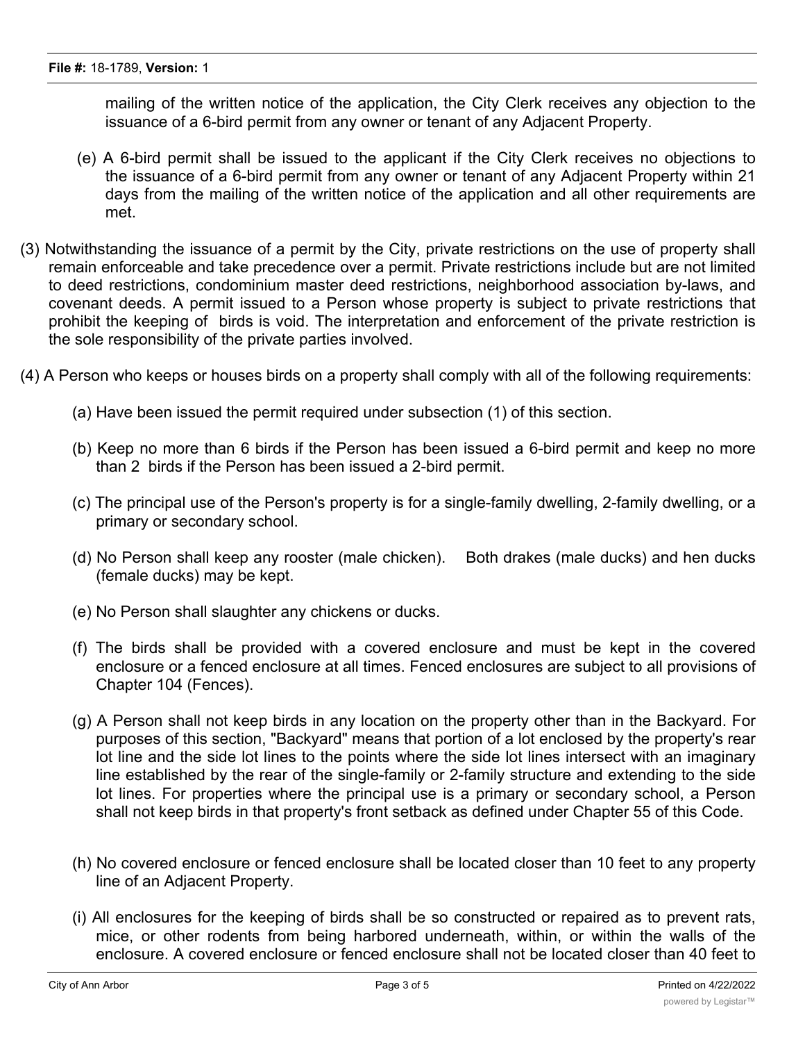mailing of the written notice of the application, the City Clerk receives any objection to the issuance of a 6-bird permit from any owner or tenant of any Adjacent Property.

(e) A 6-bird permit shall be issued to the applicant if the City Clerk receives no objections to the issuance of a 6-bird permit from any owner or tenant of any Adjacent Property within 21 days from the mailing of the written notice of the application and all other requirements are met.

(3) Notwithstanding the issuance of a permit by the City, private restrictions on the use of property shall remain enforceable and take precedence over a permit. Private restrictions include but are not limited to deed restrictions, condominium master deed restrictions, neighborhood association by-laws, and covenant deeds. A permit issued to a Person whose property is subject to private restrictions that prohibit the keeping of birds is void. The interpretation and enforcement of the private restriction is the sole responsibility of the private parties involved.

(4) A Person who keeps or houses birds on a property shall comply with all of the following requirements:

(a) Have been issued the permit required under subsection (1) of this section.

(b) Keep no more than 6 birds if the Person has been issued a 6-bird permit and keep no more than 2 birds if the Person has been issued a 2-bird permit.

(c) The principal use of the Person's property is for a single-family dwelling, 2-family dwelling, or a primary or secondary school.

(d) No Person shall keep any rooster (male chicken). Both drakes (male ducks) and hen ducks (female ducks) may be kept.

(e) No Person shall slaughter any chickens or ducks.

(f) The birds shall be provided with a covered enclosure and must be kept in the covered enclosure or a fenced enclosure at all times. Fenced enclosures are subject to all provisions of Chapter 104 (Fences).

(g) A Person shall not keep birds in any location on the property other than in the Backyard. For purposes of this section, "Backyard" means that portion of a lot enclosed by the property's rear lot line and the side lot lines to the points where the side lot lines intersect with an imaginary line established by the rear of the single-family or 2-family structure and extending to the side lot lines. For properties where the principal use is a primary or secondary school, a Person shall not keep birds in that property's front setback as defined under Chapter 55 of this Code.

(h) No covered enclosure or fenced enclosure shall be located closer than 10 feet to any property line of an Adjacent Property.

(i) All enclosures for the keeping of birds shall be so constructed or repaired as to prevent rats, mice, or other rodents from being harbored underneath, within, or within the walls of the enclosure. A covered enclosure or fenced enclosure shall not be located closer than 40 feet to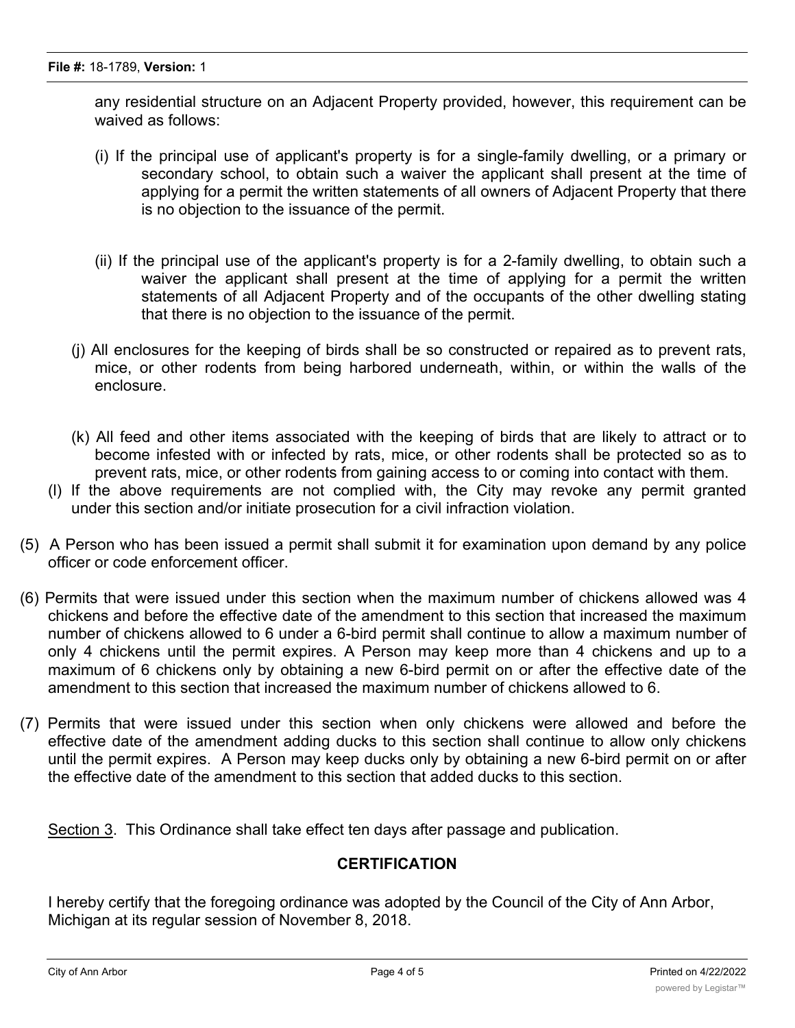any residential structure on an Adjacent Property provided, however, this requirement can be waived as follows:

(i) If the principal use of applicant's property is for a single-family dwelling, or a primary or secondary school, to obtain such a waiver the applicant shall present at the time of applying for a permit the written statements of all owners of Adjacent Property that there is no objection to the issuance of the permit.

(ii) If the principal use of the applicant's property is for a 2-family dwelling, to obtain such a waiver the applicant shall present at the time of applying for a permit the written statements of all Adjacent Property and of the occupants of the other dwelling stating that there is no objection to the issuance of the permit.

(j) All enclosures for the keeping of birds shall be so constructed or repaired as to prevent rats, mice, or other rodents from being harbored underneath, within, or within the walls of the enclosure.

(k) All feed and other items associated with the keeping of birds that are likely to attract or to become infested with or infected by rats, mice, or other rodents shall be protected so as to prevent rats, mice, or other rodents from gaining access to or coming into contact with them.

(l) If the above requirements are not complied with, the City may revoke any permit granted under this section and/or initiate prosecution for a civil infraction violation.

(5) A Person who has been issued a permit shall submit it for examination upon demand by any police officer or code enforcement officer.

(6) Permits that were issued under this section when the maximum number of chickens allowed was 4 chickens and before the effective date of the amendment to this section that increased the maximum number of chickens allowed to 6 under a 6-bird permit shall continue to allow a maximum number of only 4 chickens until the permit expires. A Person may keep more than 4 chickens and up to a maximum of 6 chickens only by obtaining a new 6-bird permit on or after the effective date of the amendment to this section that increased the maximum number of chickens allowed to 6.

(7) Permits that were issued under this section when only chickens were allowed and before the effective date of the amendment adding ducks to this section shall continue to allow only chickens until the permit expires. A Person may keep ducks only by obtaining a new 6-bird permit on or after the effective date of the amendment to this section that added ducks to this section.

Section 3. This Ordinance shall take effect ten days after passage and publication.

## CERTIFICATION

I hereby certify that the foregoing ordinance was adopted by the Council of the City of Ann Arbor, Michigan at its regular session of November 8, 2018.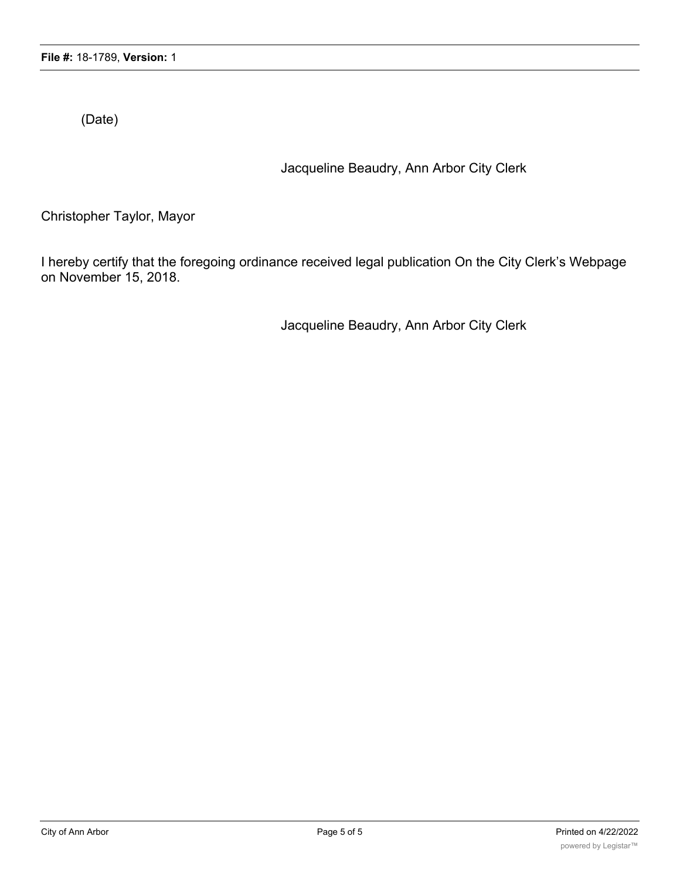(Date)

Jacqueline Beaudry, Ann Arbor City Clerk

Christopher Taylor, Mayor

I hereby certify that the foregoing ordinance received legal publication On the City Clerk's Webpage on November 15, 2018.

Jacqueline Beaudry, Ann Arbor City Clerk